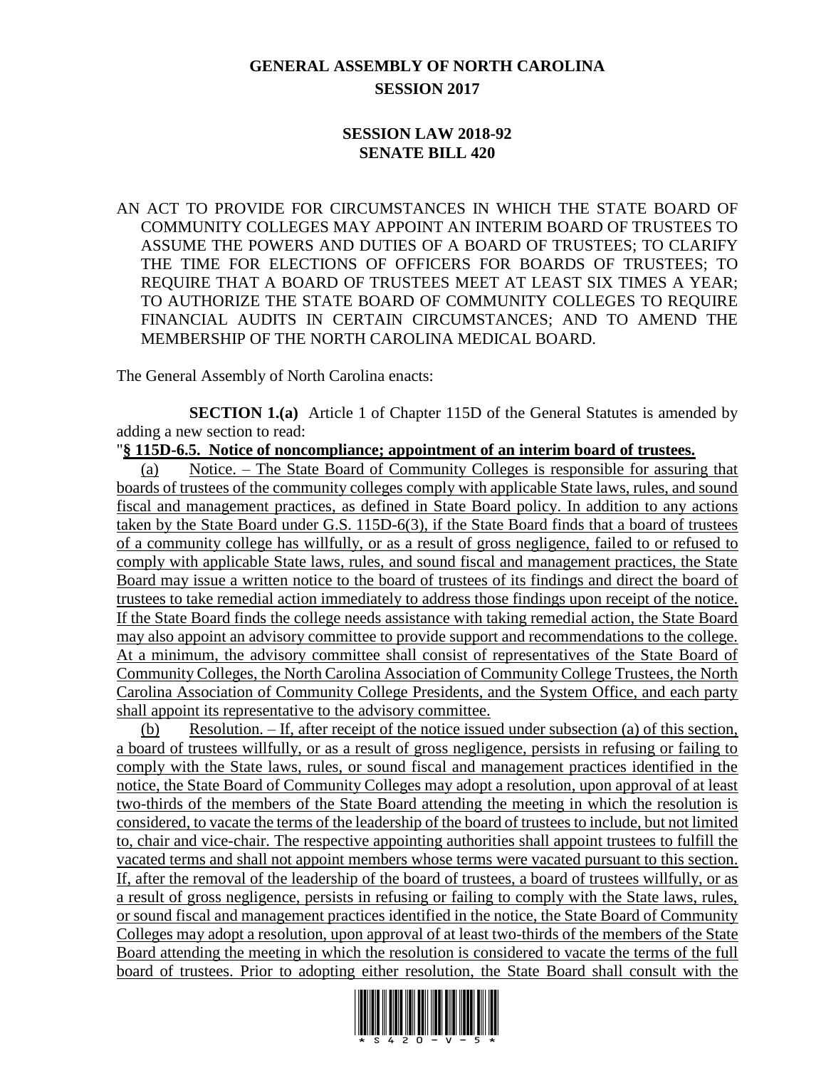# GENERAL ASSEMBLY OF NORTH CAROLINA
## SESSION 2017

## SESSION LAW 2018-92
## SENATE BILL 420

AN ACT TO PROVIDE FOR CIRCUMSTANCES IN WHICH THE STATE BOARD OF COMMUNITY COLLEGES MAY APPOINT AN INTERIM BOARD OF TRUSTEES TO ASSUME THE POWERS AND DUTIES OF A BOARD OF TRUSTEES; TO CLARIFY THE TIME FOR ELECTIONS OF OFFICERS FOR BOARDS OF TRUSTEES; TO REQUIRE THAT A BOARD OF TRUSTEES MEET AT LEAST SIX TIMES A YEAR; TO AUTHORIZE THE STATE BOARD OF COMMUNITY COLLEGES TO REQUIRE FINANCIAL AUDITS IN CERTAIN CIRCUMSTANCES; AND TO AMEND THE MEMBERSHIP OF THE NORTH CAROLINA MEDICAL BOARD.

The General Assembly of North Carolina enacts:

**SECTION 1.(a)** Article 1 of Chapter 115D of the General Statutes is amended by adding a new section to read:

"**§ 115D-6.5. Notice of noncompliance; appointment of an interim board of trustees.**

(a) Notice. – The State Board of Community Colleges is responsible for assuring that boards of trustees of the community colleges comply with applicable State laws, rules, and sound fiscal and management practices, as defined in State Board policy. In addition to any actions taken by the State Board under G.S. 115D-6(3), if the State Board finds that a board of trustees of a community college has willfully, or as a result of gross negligence, failed to or refused to comply with applicable State laws, rules, and sound fiscal and management practices, the State Board may issue a written notice to the board of trustees of its findings and direct the board of trustees to take remedial action immediately to address those findings upon receipt of the notice. If the State Board finds the college needs assistance with taking remedial action, the State Board may also appoint an advisory committee to provide support and recommendations to the college. At a minimum, the advisory committee shall consist of representatives of the State Board of Community Colleges, the North Carolina Association of Community College Trustees, the North Carolina Association of Community College Presidents, and the System Office, and each party shall appoint its representative to the advisory committee.

(b) Resolution. – If, after receipt of the notice issued under subsection (a) of this section, a board of trustees willfully, or as a result of gross negligence, persists in refusing or failing to comply with the State laws, rules, or sound fiscal and management practices identified in the notice, the State Board of Community Colleges may adopt a resolution, upon approval of at least two-thirds of the members of the State Board attending the meeting in which the resolution is considered, to vacate the terms of the leadership of the board of trustees to include, but not limited to, chair and vice-chair. The respective appointing authorities shall appoint trustees to fulfill the vacated terms and shall not appoint members whose terms were vacated pursuant to this section. If, after the removal of the leadership of the board of trustees, a board of trustees willfully, or as a result of gross negligence, persists in refusing or failing to comply with the State laws, rules, or sound fiscal and management practices identified in the notice, the State Board of Community Colleges may adopt a resolution, upon approval of at least two-thirds of the members of the State Board attending the meeting in which the resolution is considered to vacate the terms of the full board of trustees. Prior to adopting either resolution, the State Board shall consult with the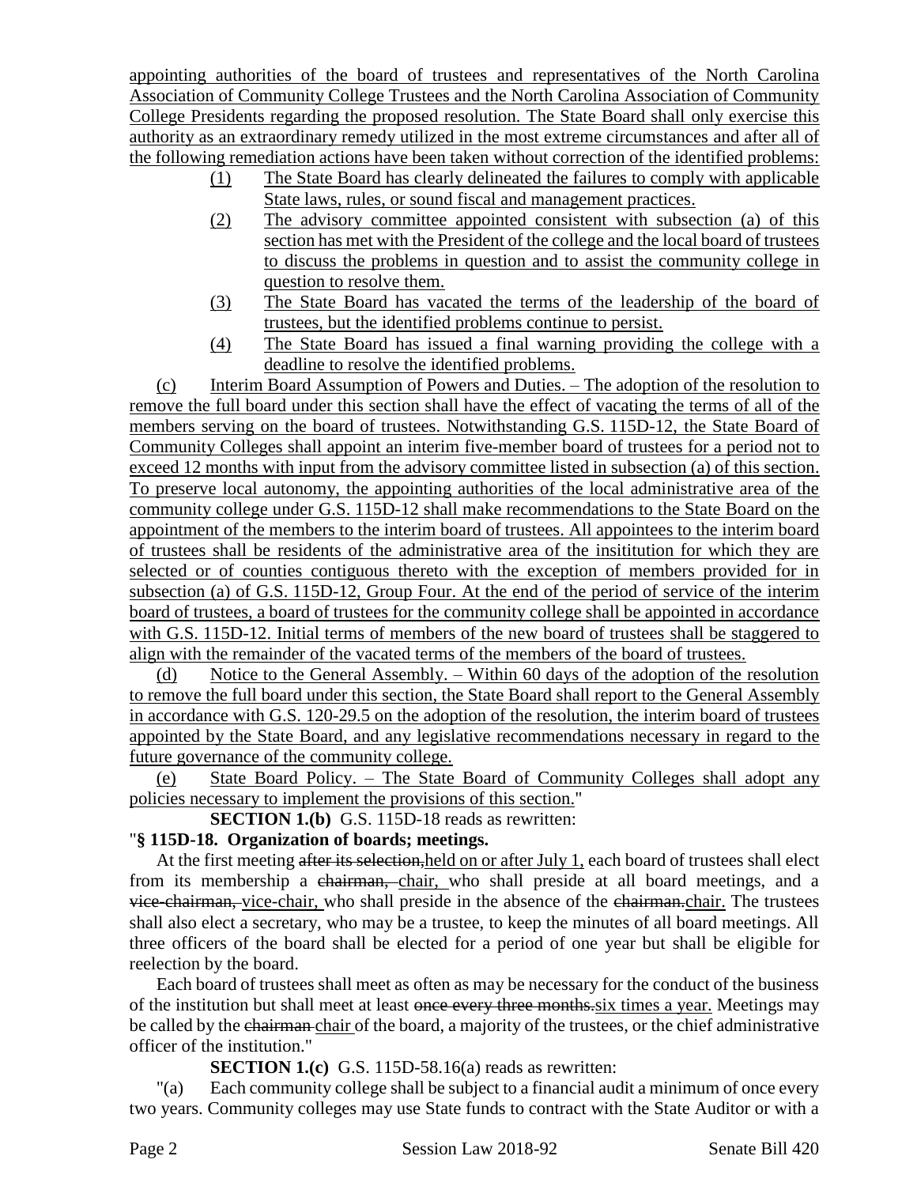appointing authorities of the board of trustees and representatives of the North Carolina Association of Community College Trustees and the North Carolina Association of Community College Presidents regarding the proposed resolution. The State Board shall only exercise this authority as an extraordinary remedy utilized in the most extreme circumstances and after all of the following remediation actions have been taken without correction of the identified problems:

(1) The State Board has clearly delineated the failures to comply with applicable State laws, rules, or sound fiscal and management practices.

(2) The advisory committee appointed consistent with subsection (a) of this section has met with the President of the college and the local board of trustees to discuss the problems in question and to assist the community college in question to resolve them.

(3) The State Board has vacated the terms of the leadership of the board of trustees, but the identified problems continue to persist.

(4) The State Board has issued a final warning providing the college with a deadline to resolve the identified problems.

(c) Interim Board Assumption of Powers and Duties. – The adoption of the resolution to remove the full board under this section shall have the effect of vacating the terms of all of the members serving on the board of trustees. Notwithstanding G.S. 115D-12, the State Board of Community Colleges shall appoint an interim five-member board of trustees for a period not to exceed 12 months with input from the advisory committee listed in subsection (a) of this section. To preserve local autonomy, the appointing authorities of the local administrative area of the community college under G.S. 115D-12 shall make recommendations to the State Board on the appointment of the members to the interim board of trustees. All appointees to the interim board of trustees shall be residents of the administrative area of the insititution for which they are selected or of counties contiguous thereto with the exception of members provided for in subsection (a) of G.S. 115D-12, Group Four. At the end of the period of service of the interim board of trustees, a board of trustees for the community college shall be appointed in accordance with G.S. 115D-12. Initial terms of members of the new board of trustees shall be staggered to align with the remainder of the vacated terms of the members of the board of trustees.

(d) Notice to the General Assembly. – Within 60 days of the adoption of the resolution to remove the full board under this section, the State Board shall report to the General Assembly in accordance with G.S. 120-29.5 on the adoption of the resolution, the interim board of trustees appointed by the State Board, and any legislative recommendations necessary in regard to the future governance of the community college.

(e) State Board Policy. – The State Board of Community Colleges shall adopt any policies necessary to implement the provisions of this section."

**SECTION 1.(b)** G.S. 115D-18 reads as rewritten:

"**§ 115D-18. Organization of boards; meetings.**

At the first meeting ~~after its selection,~~held on or after July 1, each board of trustees shall elect from its membership a ~~chairman,~~ chair, who shall preside at all board meetings, and a ~~vice-chairman,~~ vice-chair, who shall preside in the absence of the ~~chairman.~~chair. The trustees shall also elect a secretary, who may be a trustee, to keep the minutes of all board meetings. All three officers of the board shall be elected for a period of one year but shall be eligible for reelection by the board.

Each board of trustees shall meet as often as may be necessary for the conduct of the business of the institution but shall meet at least ~~once every three months.~~six times a year. Meetings may be called by the ~~chairman~~ chair of the board, a majority of the trustees, or the chief administrative officer of the institution."

**SECTION 1.(c)** G.S. 115D-58.16(a) reads as rewritten:

"(a) Each community college shall be subject to a financial audit a minimum of once every two years. Community colleges may use State funds to contract with the State Auditor or with a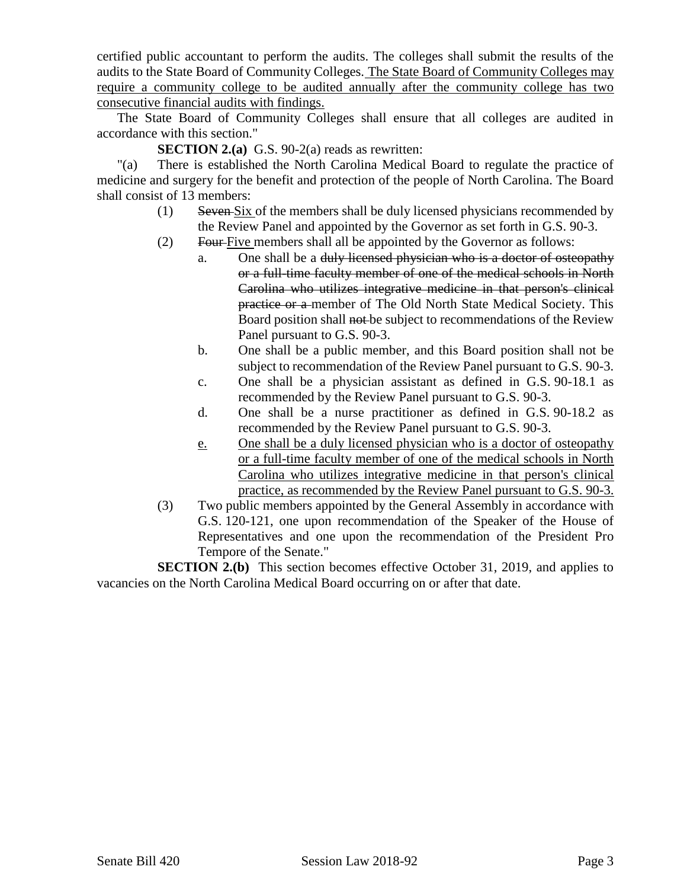certified public accountant to perform the audits. The colleges shall submit the results of the audits to the State Board of Community Colleges. <u>The State Board of Community Colleges may require a community college to be audited annually after the community college has two consecutive financial audits with findings.</u>

The State Board of Community Colleges shall ensure that all colleges are audited in accordance with this section."

**SECTION 2.(a)** G.S. 90-2(a) reads as rewritten:

"(a) There is established the North Carolina Medical Board to regulate the practice of medicine and surgery for the benefit and protection of the people of North Carolina. The Board shall consist of 13 members:

(1) ~~Seven~~ <u>Six</u> of the members shall be duly licensed physicians recommended by the Review Panel and appointed by the Governor as set forth in G.S. 90-3.

(2) ~~Four~~ <u>Five</u> members shall all be appointed by the Governor as follows:

a. One shall be a ~~duly licensed physician who is a doctor of osteopathy or a full-time faculty member of one of the medical schools in North Carolina who utilizes integrative medicine in that person's clinical practice or a~~ member of The Old North State Medical Society. This Board position shall ~~not~~ be subject to recommendations of the Review Panel pursuant to G.S. 90-3.

b. One shall be a public member, and this Board position shall not be subject to recommendation of the Review Panel pursuant to G.S. 90-3.

c. One shall be a physician assistant as defined in G.S. 90-18.1 as recommended by the Review Panel pursuant to G.S. 90-3.

d. One shall be a nurse practitioner as defined in G.S. 90-18.2 as recommended by the Review Panel pursuant to G.S. 90-3.

<u>e.</u> <u>One shall be a duly licensed physician who is a doctor of osteopathy or a full-time faculty member of one of the medical schools in North Carolina who utilizes integrative medicine in that person's clinical practice, as recommended by the Review Panel pursuant to G.S. 90-3.</u>

(3) Two public members appointed by the General Assembly in accordance with G.S. 120-121, one upon recommendation of the Speaker of the House of Representatives and one upon the recommendation of the President Pro Tempore of the Senate."

**SECTION 2.(b)** This section becomes effective October 31, 2019, and applies to vacancies on the North Carolina Medical Board occurring on or after that date.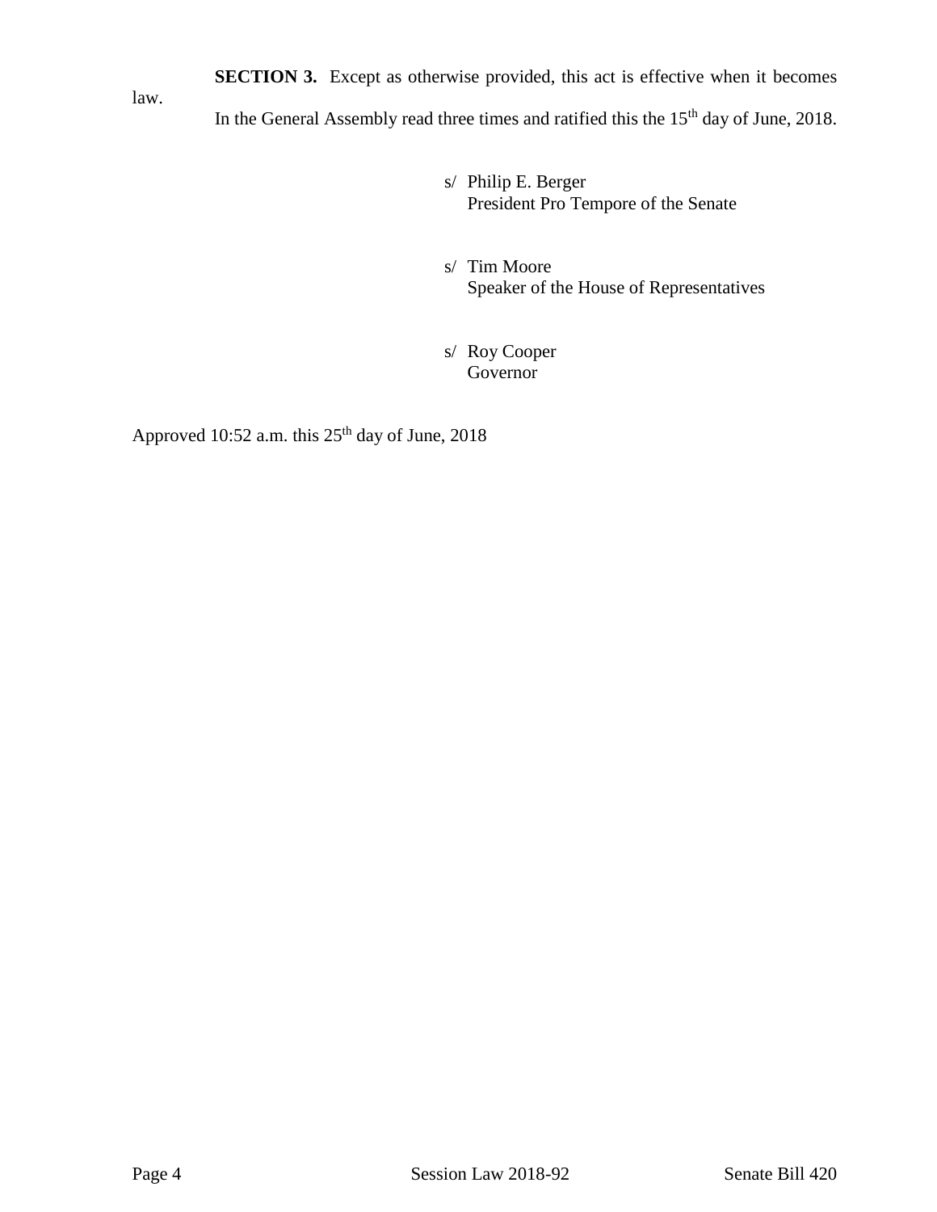**SECTION 3.** Except as otherwise provided, this act is effective when it becomes law.

In the General Assembly read three times and ratified this the 15th day of June, 2018.

s/ Philip E. Berger
President Pro Tempore of the Senate

s/ Tim Moore
Speaker of the House of Representatives

s/ Roy Cooper
Governor

Approved 10:52 a.m. this 25th day of June, 2018